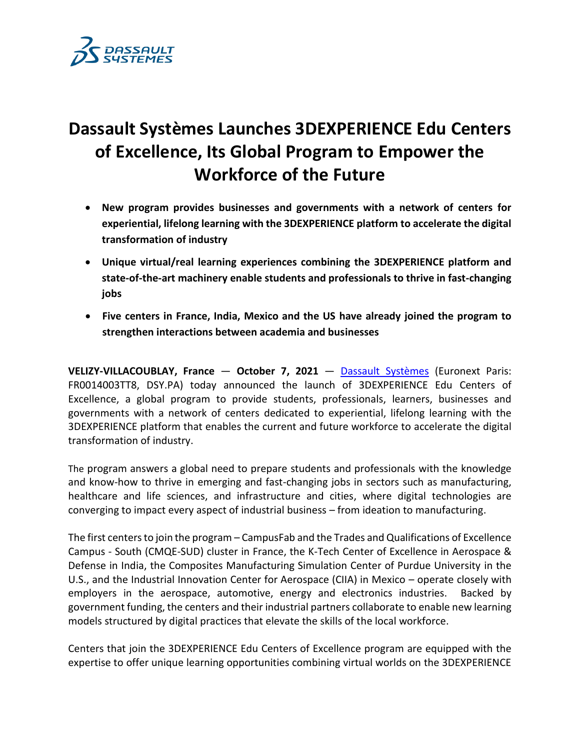# Dassault Systèmes Launches 3DEXPERIENCE Edu Centers of Excellence, Its Global Program to Empower the Workforce of the Future

- **New program provides businesses and governments with a network of centers for experiential, lifelong learning with the 3DEXPERIENCE platform to accelerate the digital transformation of industry**
- **Unique virtual/real learning experiences combining the 3DEXPERIENCE platform and state-of-the-art machinery enable students and professionals to thrive in fast-changing jobs**
- **Five centers in France, India, Mexico and the US have already joined the program to strengthen interactions between academia and businesses**

**VELIZY-VILLACOUBLAY, France — October 7, 2021** — Dassault Systèmes (Euronext Paris: FR0014003TT8, DSY.PA) today announced the launch of 3DEXPERIENCE Edu Centers of Excellence, a global program to provide students, professionals, learners, businesses and governments with a network of centers dedicated to experiential, lifelong learning with the 3DEXPERIENCE platform that enables the current and future workforce to accelerate the digital transformation of industry.

The program answers a global need to prepare students and professionals with the knowledge and know-how to thrive in emerging and fast-changing jobs in sectors such as manufacturing, healthcare and life sciences, and infrastructure and cities, where digital technologies are converging to impact every aspect of industrial business – from ideation to manufacturing.

The first centers to join the program – CampusFab and the Trades and Qualifications of Excellence Campus - South (CMQE-SUD) cluster in France, the K-Tech Center of Excellence in Aerospace & Defense in India, the Composites Manufacturing Simulation Center of Purdue University in the U.S., and the Industrial Innovation Center for Aerospace (CIIA) in Mexico – operate closely with employers in the aerospace, automotive, energy and electronics industries. Backed by government funding, the centers and their industrial partners collaborate to enable new learning models structured by digital practices that elevate the skills of the local workforce.

Centers that join the 3DEXPERIENCE Edu Centers of Excellence program are equipped with the expertise to offer unique learning opportunities combining virtual worlds on the 3DEXPERIENCE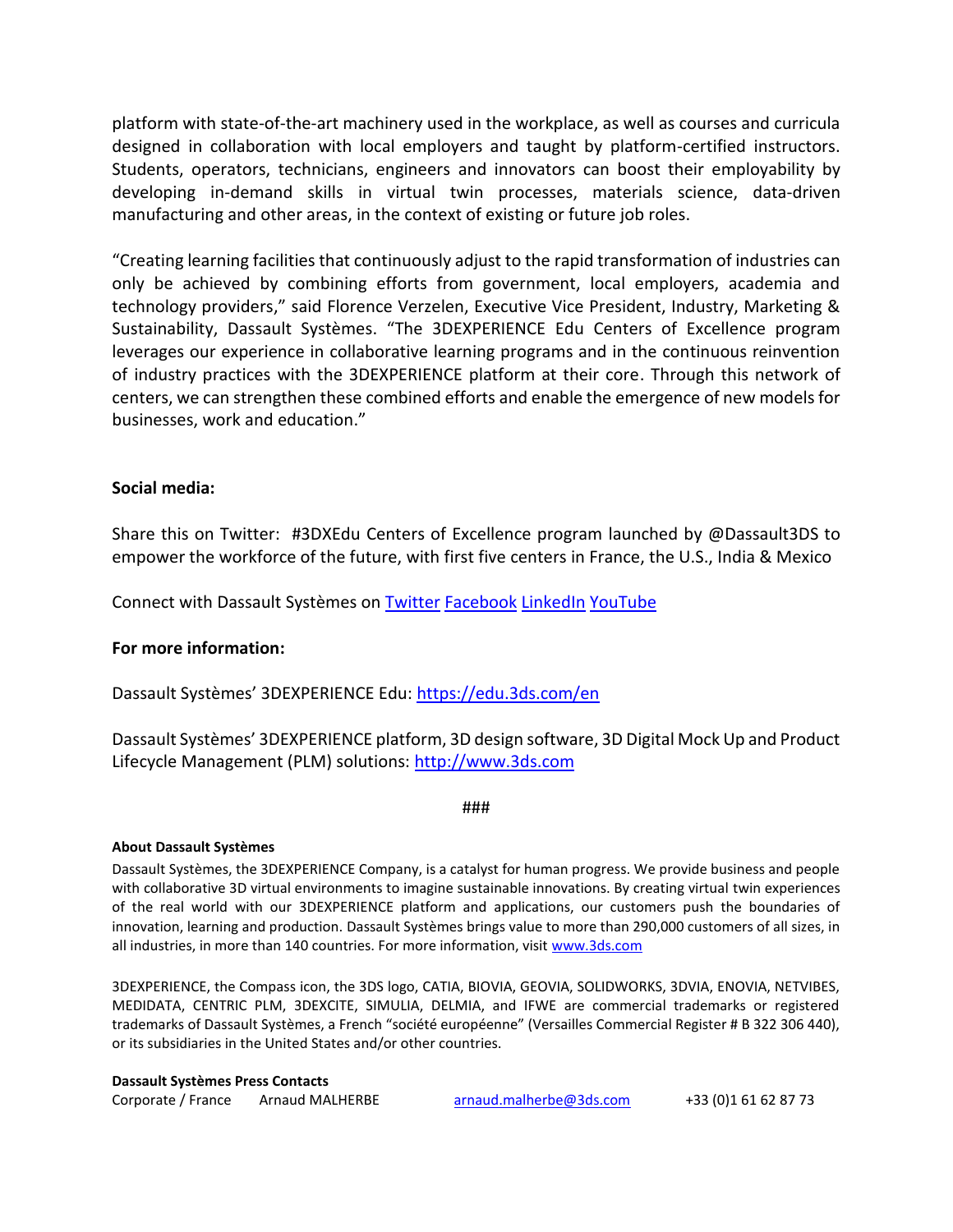platform with state-of-the-art machinery used in the workplace, as well as courses and curricula designed in collaboration with local employers and taught by platform-certified instructors. Students, operators, technicians, engineers and innovators can boost their employability by developing in-demand skills in virtual twin processes, materials science, data-driven manufacturing and other areas, in the context of existing or future job roles.

"Creating learning facilities that continuously adjust to the rapid transformation of industries can only be achieved by combining efforts from government, local employers, academia and technology providers," said Florence Verzelen, Executive Vice President, Industry, Marketing & Sustainability, Dassault Systèmes. "The 3DEXPERIENCE Edu Centers of Excellence program leverages our experience in collaborative learning programs and in the continuous reinvention of industry practices with the 3DEXPERIENCE platform at their core. Through this network of centers, we can strengthen these combined efforts and enable the emergence of new models for businesses, work and education."

**Social media:**

Share this on Twitter: #3DXEdu Centers of Excellence program launched by @Dassault3DS to empower the workforce of the future, with first five centers in France, the U.S., India & Mexico

Connect with Dassault Systèmes on Twitter Facebook LinkedIn YouTube

**For more information:**

Dassault Systèmes' 3DEXPERIENCE Edu: https://edu.3ds.com/en

Dassault Systèmes' 3DEXPERIENCE platform, 3D design software, 3D Digital Mock Up and Product Lifecycle Management (PLM) solutions: http://www.3ds.com

###

**About Dassault Systèmes**

Dassault Systèmes, the 3DEXPERIENCE Company, is a catalyst for human progress. We provide business and people with collaborative 3D virtual environments to imagine sustainable innovations. By creating virtual twin experiences of the real world with our 3DEXPERIENCE platform and applications, our customers push the boundaries of innovation, learning and production. Dassault Systèmes brings value to more than 290,000 customers of all sizes, in all industries, in more than 140 countries. For more information, visit www.3ds.com

3DEXPERIENCE, the Compass icon, the 3DS logo, CATIA, BIOVIA, GEOVIA, SOLIDWORKS, 3DVIA, ENOVIA, NETVIBES, MEDIDATA, CENTRIC PLM, 3DEXCITE, SIMULIA, DELMIA, and IFWE are commercial trademarks or registered trademarks of Dassault Systèmes, a French "société européenne" (Versailles Commercial Register # B 322 306 440), or its subsidiaries in the United States and/or other countries.

**Dassault Systèmes Press Contacts**

| | | | |
|---|---|---|---|
| Corporate / France | Arnaud MALHERBE | arnaud.malherbe@3ds.com | +33 (0)1 61 62 87 73 |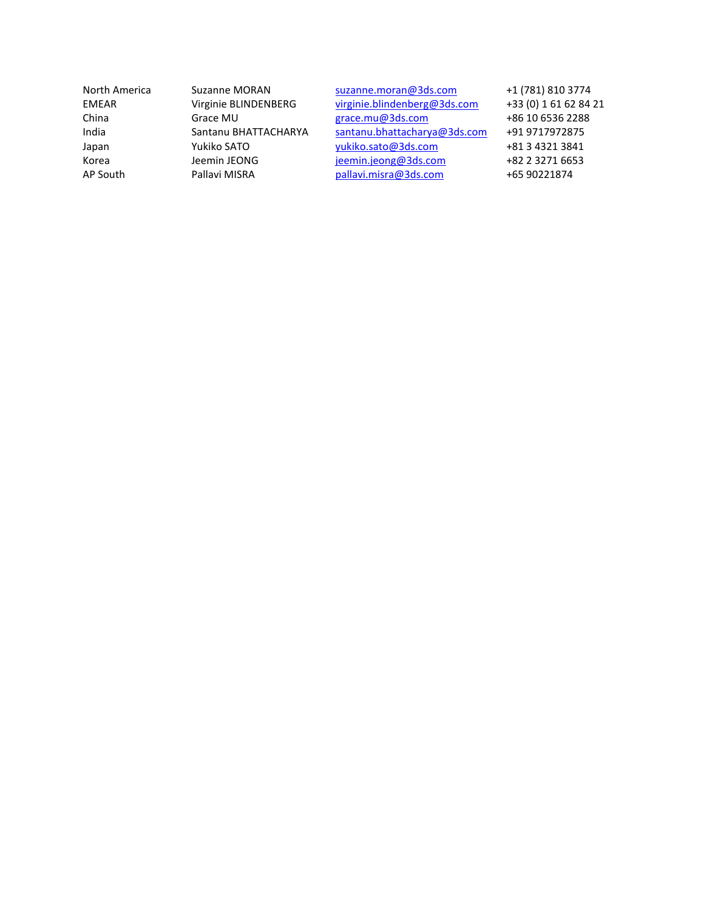| | | | |
|---|---|---|---|
| North America | Suzanne MORAN | suzanne.moran@3ds.com | +1 (781) 810 3774 |
| EMEAR | Virginie BLINDENBERG | virginie.blindenberg@3ds.com | +33 (0) 1 61 62 84 21 |
| China | Grace MU | grace.mu@3ds.com | +86 10 6536 2288 |
| India | Santanu BHATTACHARYA | santanu.bhattacharya@3ds.com | +91 9717972875 |
| Japan | Yukiko SATO | yukiko.sato@3ds.com | +81 3 4321 3841 |
| Korea | Jeemin JEONG | jeemin.jeong@3ds.com | +82 2 3271 6653 |
| AP South | Pallavi MISRA | pallavi.misra@3ds.com | +65 90221874 |